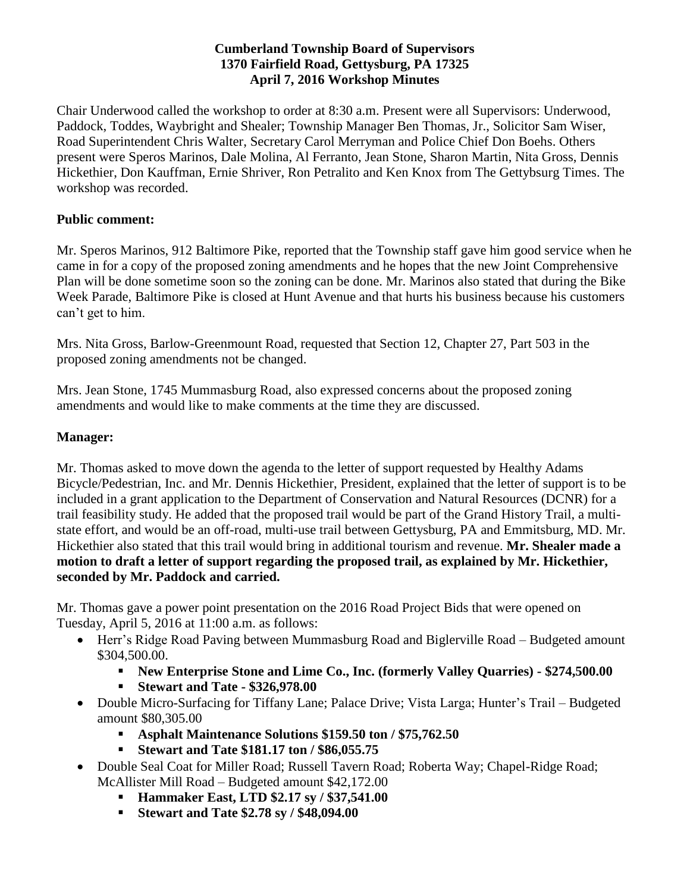**Cumberland Township Board of Supervisors**
**1370 Fairfield Road, Gettysburg, PA 17325**
**April 7, 2016 Workshop Minutes**

Chair Underwood called the workshop to order at 8:30 a.m. Present were all Supervisors: Underwood, Paddock, Toddes, Waybright and Shealer; Township Manager Ben Thomas, Jr., Solicitor Sam Wiser, Road Superintendent Chris Walter, Secretary Carol Merryman and Police Chief Don Boehs. Others present were Speros Marinos, Dale Molina, Al Ferranto, Jean Stone, Sharon Martin, Nita Gross, Dennis Hickethier, Don Kauffman, Ernie Shriver, Ron Petralito and Ken Knox from The Gettybsurg Times. The workshop was recorded.

**Public comment:**

Mr. Speros Marinos, 912 Baltimore Pike, reported that the Township staff gave him good service when he came in for a copy of the proposed zoning amendments and he hopes that the new Joint Comprehensive Plan will be done sometime soon so the zoning can be done. Mr. Marinos also stated that during the Bike Week Parade, Baltimore Pike is closed at Hunt Avenue and that hurts his business because his customers can't get to him.

Mrs. Nita Gross, Barlow-Greenmount Road, requested that Section 12, Chapter 27, Part 503 in the proposed zoning amendments not be changed.

Mrs. Jean Stone, 1745 Mummasburg Road, also expressed concerns about the proposed zoning amendments and would like to make comments at the time they are discussed.

**Manager:**

Mr. Thomas asked to move down the agenda to the letter of support requested by Healthy Adams Bicycle/Pedestrian, Inc. and Mr. Dennis Hickethier, President, explained that the letter of support is to be included in a grant application to the Department of Conservation and Natural Resources (DCNR) for a trail feasibility study. He added that the proposed trail would be part of the Grand History Trail, a multi-state effort, and would be an off-road, multi-use trail between Gettysburg, PA and Emmitsburg, MD. Mr. Hickethier also stated that this trail would bring in additional tourism and revenue. **Mr. Shealer made a motion to draft a letter of support regarding the proposed trail, as explained by Mr. Hickethier, seconded by Mr. Paddock and carried.**

Mr. Thomas gave a power point presentation on the 2016 Road Project Bids that were opened on Tuesday, April 5, 2016 at 11:00 a.m. as follows:

- Herr's Ridge Road Paving between Mummasburg Road and Biglerville Road – Budgeted amount $304,500.00.
  - **New Enterprise Stone and Lime Co., Inc. (formerly Valley Quarries) - $274,500.00**
  - **Stewart and Tate - $326,978.00**
- Double Micro-Surfacing for Tiffany Lane; Palace Drive; Vista Larga; Hunter's Trail – Budgeted amount $80,305.00
  - **Asphalt Maintenance Solutions $159.50 ton / $75,762.50**
  - **Stewart and Tate $181.17 ton / $86,055.75**
- Double Seal Coat for Miller Road; Russell Tavern Road; Roberta Way; Chapel-Ridge Road; McAllister Mill Road – Budgeted amount $42,172.00
  - **Hammaker East, LTD $2.17 sy / $37,541.00**
  - **Stewart and Tate $2.78 sy / $48,094.00**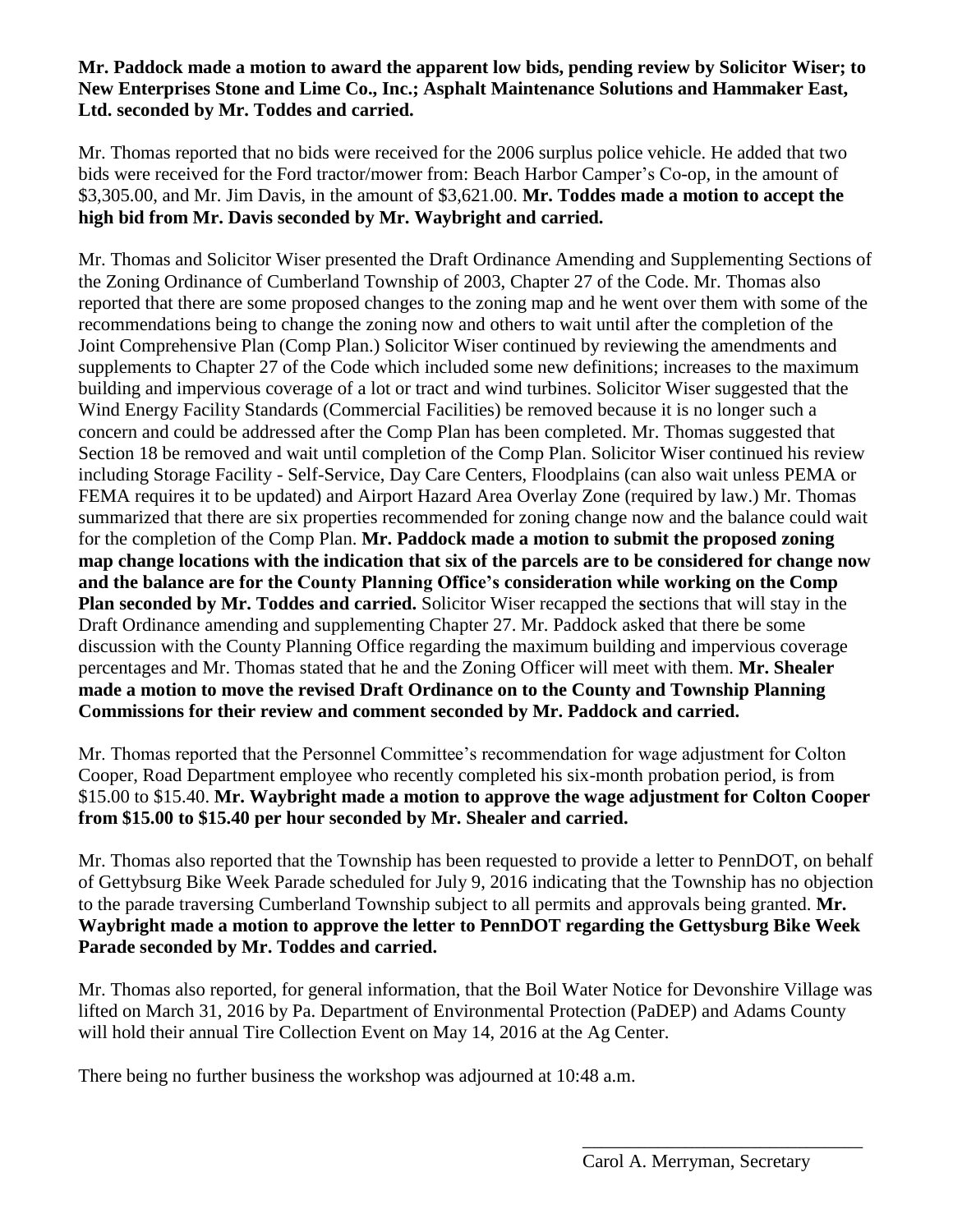**Mr. Paddock made a motion to award the apparent low bids, pending review by Solicitor Wiser; to New Enterprises Stone and Lime Co., Inc.; Asphalt Maintenance Solutions and Hammaker East, Ltd. seconded by Mr. Toddes and carried.**

Mr. Thomas reported that no bids were received for the 2006 surplus police vehicle. He added that two bids were received for the Ford tractor/mower from: Beach Harbor Camper's Co-op, in the amount of \$3,305.00, and Mr. Jim Davis, in the amount of \$3,621.00. **Mr. Toddes made a motion to accept the high bid from Mr. Davis seconded by Mr. Waybright and carried.**

Mr. Thomas and Solicitor Wiser presented the Draft Ordinance Amending and Supplementing Sections of the Zoning Ordinance of Cumberland Township of 2003, Chapter 27 of the Code. Mr. Thomas also reported that there are some proposed changes to the zoning map and he went over them with some of the recommendations being to change the zoning now and others to wait until after the completion of the Joint Comprehensive Plan (Comp Plan.) Solicitor Wiser continued by reviewing the amendments and supplements to Chapter 27 of the Code which included some new definitions; increases to the maximum building and impervious coverage of a lot or tract and wind turbines. Solicitor Wiser suggested that the Wind Energy Facility Standards (Commercial Facilities) be removed because it is no longer such a concern and could be addressed after the Comp Plan has been completed. Mr. Thomas suggested that Section 18 be removed and wait until completion of the Comp Plan. Solicitor Wiser continued his review including Storage Facility - Self-Service, Day Care Centers, Floodplains (can also wait unless PEMA or FEMA requires it to be updated) and Airport Hazard Area Overlay Zone (required by law.) Mr. Thomas summarized that there are six properties recommended for zoning change now and the balance could wait for the completion of the Comp Plan. **Mr. Paddock made a motion to submit the proposed zoning map change locations with the indication that six of the parcels are to be considered for change now and the balance are for the County Planning Office's consideration while working on the Comp Plan seconded by Mr. Toddes and carried.** Solicitor Wiser recapped the **s**ections that will stay in the Draft Ordinance amending and supplementing Chapter 27. Mr. Paddock asked that there be some discussion with the County Planning Office regarding the maximum building and impervious coverage percentages and Mr. Thomas stated that he and the Zoning Officer will meet with them. **Mr. Shealer made a motion to move the revised Draft Ordinance on to the County and Township Planning Commissions for their review and comment seconded by Mr. Paddock and carried.**

Mr. Thomas reported that the Personnel Committee's recommendation for wage adjustment for Colton Cooper, Road Department employee who recently completed his six-month probation period, is from \$15.00 to \$15.40. **Mr. Waybright made a motion to approve the wage adjustment for Colton Cooper from \$15.00 to \$15.40 per hour seconded by Mr. Shealer and carried.**

Mr. Thomas also reported that the Township has been requested to provide a letter to PennDOT, on behalf of Gettybsurg Bike Week Parade scheduled for July 9, 2016 indicating that the Township has no objection to the parade traversing Cumberland Township subject to all permits and approvals being granted. **Mr. Waybright made a motion to approve the letter to PennDOT regarding the Gettysburg Bike Week Parade seconded by Mr. Toddes and carried.**

Mr. Thomas also reported, for general information, that the Boil Water Notice for Devonshire Village was lifted on March 31, 2016 by Pa. Department of Environmental Protection (PaDEP) and Adams County will hold their annual Tire Collection Event on May 14, 2016 at the Ag Center.

There being no further business the workshop was adjourned at 10:48 a.m.

\_\_\_\_\_\_\_\_\_\_\_\_\_\_\_\_\_\_\_\_\_\_\_\_\_\_\_\_\_\_

Carol A. Merryman, Secretary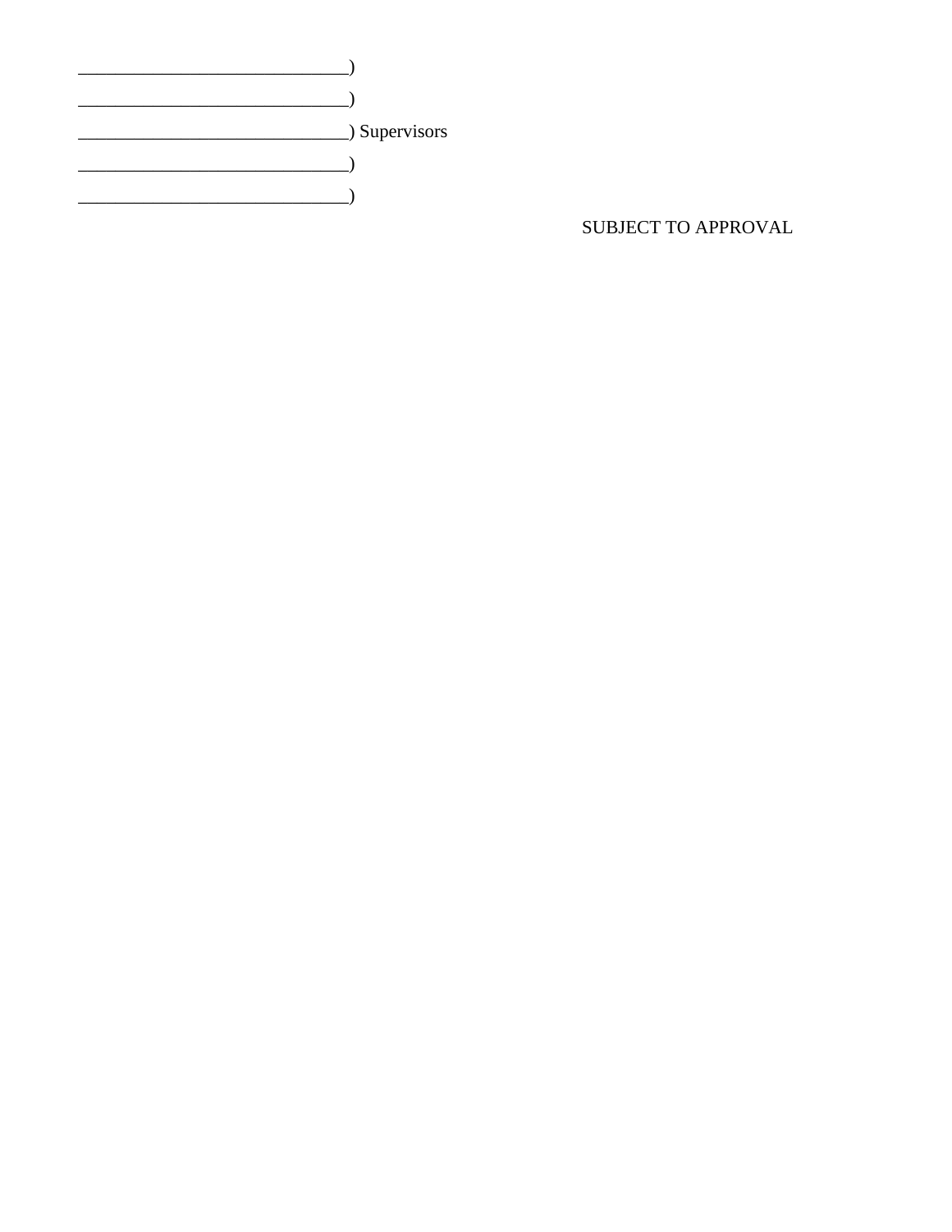______________________________)

______________________________)

______________________________) Supervisors

______________________________)

______________________________)

SUBJECT TO APPROVAL